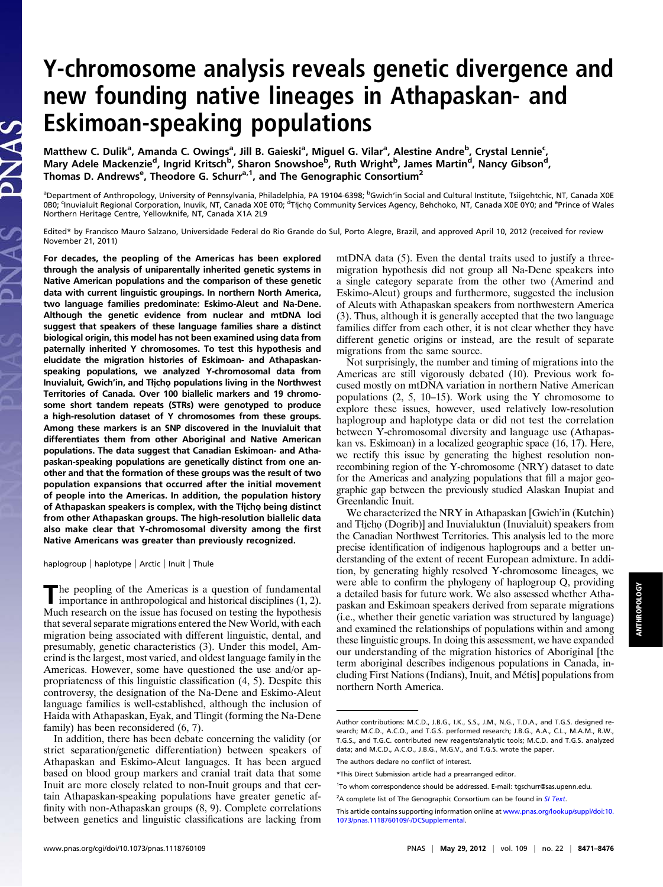# Y-chromosome analysis reveals genetic divergence and new founding native lineages in Athapaskan- and Eskimoan-speaking populations

Matthew C. Dulik[a], Amanda C. Owings[a], Jill B. Gaieski[a], Miguel G. Vilar[a], Alestine Andre[b], Crystal Lennie[c], Mary Adele Mackenzie[d], Ingrid Kritsch[b], Sharon Snowshoe[b], Ruth Wright[b], James Martin[d], Nancy Gibson[d], Thomas D. Andrews[e], Theodore G. Schurr[a,1], and The Genographic Consortium[2]

[a]Department of Anthropology, University of Pennsylvania, Philadelphia, PA 19104-6398; [b]Gwich'in Social and Cultural Institute, Tsiigehtchic, NT, Canada X0E 0B0; [c]Inuvialuit Regional Corporation, Inuvik, NT, Canada X0E 0T0; [d]Tłı̨chǫ Community Services Agency, Behchoko, NT, Canada X0E 0Y0; and [e]Prince of Wales Northern Heritage Centre, Yellowknife, NT, Canada X1A 2L9

Edited* by Francisco Mauro Salzano, Universidade Federal do Rio Grande do Sul, Porto Alegre, Brazil, and approved April 10, 2012 (received for review November 21, 2011)

**For decades, the peopling of the Americas has been explored through the analysis of uniparentally inherited genetic systems in Native American populations and the comparison of these genetic data with current linguistic groupings. In northern North America, two language families predominate: Eskimo-Aleut and Na-Dene. Although the genetic evidence from nuclear and mtDNA loci suggest that speakers of these language families share a distinct biological origin, this model has not been examined using data from paternally inherited Y chromosomes. To test this hypothesis and elucidate the migration histories of Eskimoan- and Athapaskan-speaking populations, we analyzed Y-chromosomal data from Inuvialuit, Gwich'in, and Tłı̨chǫ populations living in the Northwest Territories of Canada. Over 100 biallelic markers and 19 chromosome short tandem repeats (STRs) were genotyped to produce a high-resolution dataset of Y chromosomes from these groups. Among these markers is an SNP discovered in the Inuvialuit that differentiates them from other Aboriginal and Native American populations. The data suggest that Canadian Eskimoan- and Athapaskan-speaking populations are genetically distinct from one another and that the formation of these groups was the result of two population expansions that occurred after the initial movement of people into the Americas. In addition, the population history of Athapaskan speakers is complex, with the Tłı̨chǫ being distinct from other Athapaskan groups. The high-resolution biallelic data also make clear that Y-chromosomal diversity among the first Native Americans was greater than previously recognized.**

haplogroup | haplotype | Arctic | Inuit | Thule

The peopling of the Americas is a question of fundamental importance in anthropological and historical disciplines (1, 2). Much research on the issue has focused on testing the hypothesis that several separate migrations entered the New World, with each migration being associated with different linguistic, dental, and presumably, genetic characteristics (3). Under this model, Amerind is the largest, most varied, and oldest language family in the Americas. However, some have questioned the use and/or appropriateness of this linguistic classification (4, 5). Despite this controversy, the designation of the Na-Dene and Eskimo-Aleut language families is well-established, although the inclusion of Haida with Athapaskan, Eyak, and Tlingit (forming the Na-Dene family) has been reconsidered (6, 7).

In addition, there has been debate concerning the validity (or strict separation/genetic differentiation) between speakers of Athapaskan and Eskimo-Aleut languages. It has been argued based on blood group markers and cranial trait data that some Inuit are more closely related to non-Inuit groups and that certain Athapaskan-speaking populations have greater genetic affinity with non-Athapaskan groups (8, 9). Complete correlations between genetics and linguistic classifications are lacking from mtDNA data (5). Even the dental traits used to justify a three-migration hypothesis did not group all Na-Dene speakers into a single category separate from the other two (Amerind and Eskimo-Aleut) groups and furthermore, suggested the inclusion of Aleuts with Athapaskan speakers from northwestern America (3). Thus, although it is generally accepted that the two language families differ from each other, it is not clear whether they have different genetic origins or instead, are the result of separate migrations from the same source.

Not surprisingly, the number and timing of migrations into the Americas are still vigorously debated (10). Previous work focused mostly on mtDNA variation in northern Native American populations (2, 5, 10–15). Work using the Y chromosome to explore these issues, however, used relatively low-resolution haplogroup and haplotype data or did not test the correlation between Y-chromosomal diversity and language use (Athapaskan vs. Eskimoan) in a localized geographic space (16, 17). Here, we rectify this issue by generating the highest resolution nonrecombining region of the Y-chromosome (NRY) dataset to date for the Americas and analyzing populations that fill a major geographic gap between the previously studied Alaskan Inupiat and Greenlandic Inuit.

We characterized the NRY in Athapaskan [Gwich'in (Kutchin) and Tłı̨chǫ (Dogrib)] and Inuvialuktun (Inuvialuit) speakers from the Canadian Northwest Territories. This analysis led to the more precise identification of indigenous haplogroups and a better understanding of the extent of recent European admixture. In addition, by generating highly resolved Y-chromosome lineages, we were able to confirm the phylogeny of haplogroup Q, providing a detailed basis for future work. We also assessed whether Athapaskan and Eskimoan speakers derived from separate migrations (i.e., whether their genetic variation was structured by language) and examined the relationships of populations within and among these linguistic groups. In doing this assessment, we have expanded our understanding of the migration histories of Aboriginal [the term aboriginal describes indigenous populations in Canada, including First Nations (Indians), Inuit, and Métis] populations from northern North America.

Author contributions: M.C.D., J.B.G., I.K., S.S., J.M., N.G., T.D.A., and T.G.S. designed research; M.C.D., A.C.O., and T.G.S. performed research; J.B.G., A.A., C.L., M.A.M., R.W., T.G.S., and T.G.C. contributed new reagents/analytic tools; M.C.D. and T.G.S. analyzed data; and M.C.D., A.C.O., J.B.G., M.G.V., and T.G.S. wrote the paper.

The authors declare no conflict of interest.

*This Direct Submission article had a prearranged editor.

[1]To whom correspondence should be addressed. E-mail: tgschurr@sas.upenn.edu.

[2]A complete list of The Genographic Consortium can be found in *SI Text*.

This article contains supporting information online at www.pnas.org/lookup/suppl/doi:10.1073/pnas.1118760109/-/DCSupplemental.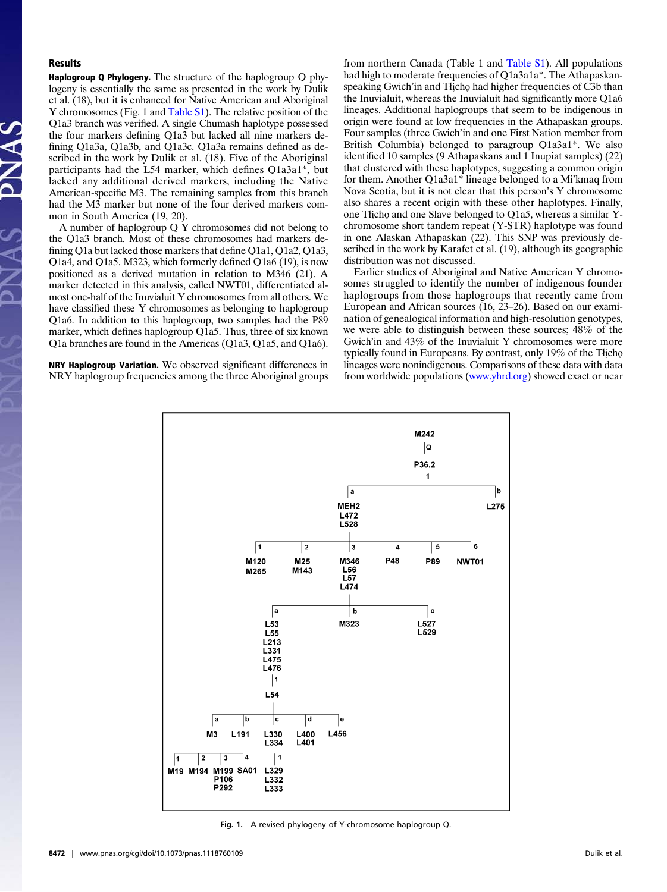## Results

**Haplogroup Q Phylogeny.** The structure of the haplogroup Q phylogeny is essentially the same as presented in the work by Dulik et al. (18), but it is enhanced for Native American and Aboriginal Y chromosomes (Fig. 1 and Table S1). The relative position of the Q1a3 branch was verified. A single Chumash haplotype possessed the four markers defining Q1a3 but lacked all nine markers defining Q1a3a, Q1a3b, and Q1a3c. Q1a3a remains defined as described in the work by Dulik et al. (18). Five of the Aboriginal participants had the L54 marker, which defines Q1a3a1*, but lacked any additional derived markers, including the Native American-specific M3. The remaining samples from this branch had the M3 marker but none of the four derived markers common in South America (19, 20).

A number of haplogroup Q Y chromosomes did not belong to the Q1a3 branch. Most of these chromosomes had markers defining Q1a but lacked those markers that define Q1a1, Q1a2, Q1a3, Q1a4, and Q1a5. M323, which formerly defined Q1a6 (19), is now positioned as a derived mutation in relation to M346 (21). A marker detected in this analysis, called NWT01, differentiated almost one-half of the Inuvialuit Y chromosomes from all others. We have classified these Y chromosomes as belonging to haplogroup Q1a6. In addition to this haplogroup, two samples had the P89 marker, which defines haplogroup Q1a5. Thus, three of six known Q1a branches are found in the Americas (Q1a3, Q1a5, and Q1a6).

**NRY Haplogroup Variation.** We observed significant differences in NRY haplogroup frequencies among the three Aboriginal groups from northern Canada (Table 1 and Table S1). All populations had high to moderate frequencies of Q1a3a1a*. The Athapaskan-speaking Gwich'in and Tłı̨chǫ had higher frequencies of C3b than the Inuvialuit, whereas the Inuvialuit had significantly more Q1a6 lineages. Additional haplogroups that seem to be indigenous in origin were found at low frequencies in the Athapaskan groups. Four samples (three Gwich'in and one First Nation member from British Columbia) belonged to paragroup Q1a3a1*. We also identified 10 samples (9 Athapaskans and 1 Inupiat samples) (22) that clustered with these haplotypes, suggesting a common origin for them. Another Q1a3a1* lineage belonged to a Mi'kmaq from Nova Scotia, but it is not clear that this person's Y chromosome also shares a recent origin with these other haplotypes. Finally, one Tłı̨chǫ and one Slave belonged to Q1a5, whereas a similar Y-chromosome short tandem repeat (Y-STR) haplotype was found in one Alaskan Athapaskan (22). This SNP was previously described in the work by Karafet et al. (19), although its geographic distribution was not discussed.

Earlier studies of Aboriginal and Native American Y chromosomes struggled to identify the number of indigenous founder haplogroups from those haplogroups that recently came from European and African sources (16, 23–26). Based on our examination of genealogical information and high-resolution genotypes, we were able to distinguish between these sources; 48% of the Gwich'in and 43% of the Inuvialuit Y chromosomes were more typically found in Europeans. By contrast, only 19% of the Tłı̨chǫ lineages were nonindigenous. Comparisons of these data with data from worldwide populations (www.yhrd.org) showed exact or near

```
M242
 |Q
P36.2
 |1
 ├─ a: MEH2, L472, L528
 │   ├─ 1: M120, M265
 │   ├─ 2: M25, M143
 │   ├─ 3: M346, L56, L57, L474
 │   │   ├─ a: L53, L55, L213, L331, L475, L476
 │   │   │   └─ 1: L54
 │   │   │       ├─ a: M3
 │   │   │       │   ├─ 1: M19
 │   │   │       │   ├─ 2: M194
 │   │   │       │   ├─ 3: M199, P106, P292
 │   │   │       │   └─ 4: SA01
 │   │   │       ├─ b: L191
 │   │   │       ├─ c: L330, L334
 │   │   │       │   └─ 1: L329, L332, L333
 │   │   │       ├─ d: L400, L401
 │   │   │       └─ e: L456
 │   │   ├─ b: M323
 │   │   └─ c: L527, L529
 │   ├─ 4: P48
 │   ├─ 5: P89
 │   └─ 6: NWT01
 └─ b: L275
```

**Fig. 1.** A revised phylogeny of Y-chromosome haplogroup Q.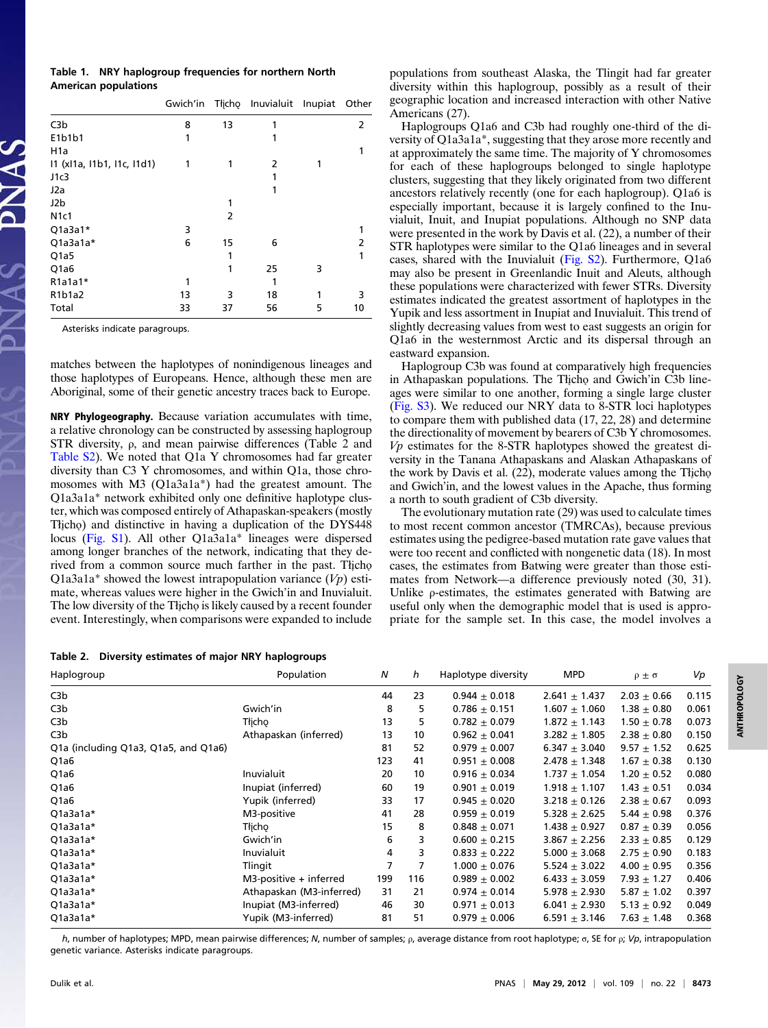**Table 1. NRY haplogroup frequencies for northern North American populations**

| | Gwich'in | Tłįchǫ | Inuvialuit | Inupiat | Other |
|---|---|---|---|---|---|
| C3b | 8 | 13 | 1 | | 2 |
| E1b1b1 | 1 | | 1 | | |
| H1a | | | | | 1 |
| I1 (xI1a, I1b1, I1c, I1d1) | 1 | 1 | 2 | 1 | |
| J1c3 | | | 1 | | |
| J2a | | | 1 | | |
| J2b | | 1 | | | |
| N1c1 | | 2 | | | |
| Q1a3a1* | 3 | | | | 1 |
| Q1a3a1a* | 6 | 15 | 6 | | 2 |
| Q1a5 | | 1 | | | 1 |
| Q1a6 | | 1 | 25 | 3 | |
| R1a1a1* | 1 | | 1 | | |
| R1b1a2 | 13 | 3 | 18 | 1 | 3 |
| Total | 33 | 37 | 56 | 5 | 10 |

Asterisks indicate paragroups.

matches between the haplotypes of nonindigenous lineages and those haplotypes of Europeans. Hence, although these men are Aboriginal, some of their genetic ancestry traces back to Europe.

**NRY Phylogeography.** Because variation accumulates with time, a relative chronology can be constructed by assessing haplogroup STR diversity, ρ, and mean pairwise differences (Table 2 and Table S2). We noted that Q1a Y chromosomes had far greater diversity than C3 Y chromosomes, and within Q1a, those chromosomes with M3 (Q1a3a1a*) had the greatest amount. The Q1a3a1a* network exhibited only one definitive haplotype cluster, which was composed entirely of Athapaskan-speakers (mostly Tłįchǫ) and distinctive in having a duplication of the DYS448 locus (Fig. S1). All other Q1a3a1a* lineages were dispersed among longer branches of the network, indicating that they derived from a common source much farther in the past. Tłįchǫ Q1a3a1a* showed the lowest intrapopulation variance (*Vp*) estimate, whereas values were higher in the Gwich'in and Inuvialuit. The low diversity of the Tłįchǫ is likely caused by a recent founder event. Interestingly, when comparisons were expanded to include populations from southeast Alaska, the Tlingit had far greater diversity within this haplogroup, possibly as a result of their geographic location and increased interaction with other Native Americans (27).

Haplogroups Q1a6 and C3b had roughly one-third of the diversity of Q1a3a1a*, suggesting that they arose more recently and at approximately the same time. The majority of Y chromosomes for each of these haplogroups belonged to single haplotype clusters, suggesting that they likely originated from two different ancestors relatively recently (one for each haplogroup). Q1a6 is especially important, because it is largely confined to the Inuvialuit, Inuit, and Inupiat populations. Although no SNP data were presented in the work by Davis et al. (22), a number of their STR haplotypes were similar to the Q1a6 lineages and in several cases, shared with the Inuvialuit (Fig. S2). Furthermore, Q1a6 may also be present in Greenlandic Inuit and Aleuts, although these populations were characterized with fewer STRs. Diversity estimates indicated the greatest assortment of haplotypes in the Yupik and less assortment in Inupiat and Inuvialuit. This trend of slightly decreasing values from west to east suggests an origin for Q1a6 in the westernmost Arctic and its dispersal through an eastward expansion.

Haplogroup C3b was found at comparatively high frequencies in Athapaskan populations. The Tłįchǫ and Gwich'in C3b lineages were similar to one another, forming a single large cluster (Fig. S3). We reduced our NRY data to 8-STR loci haplotypes to compare them with published data (17, 22, 28) and determine the directionality of movement by bearers of C3b Y chromosomes. *Vp* estimates for the 8-STR haplotypes showed the greatest diversity in the Tanana Athapaskans and Alaskan Athapaskans of the work by Davis et al. (22), moderate values among the Tłįchǫ and Gwich'in, and the lowest values in the Apache, thus forming a north to south gradient of C3b diversity.

The evolutionary mutation rate (29) was used to calculate times to most recent common ancestor (TMRCAs), because previous estimates using the pedigree-based mutation rate gave values that were too recent and conflicted with nongenetic data (18). In most cases, the estimates from Batwing were greater than those estimates from Network—a difference previously noted (30, 31). Unlike ρ-estimates, the estimates generated with Batwing are useful only when the demographic model that is used is appropriate for the sample set. In this case, the model involves a

**Table 2. Diversity estimates of major NRY haplogroups**

| Haplogroup | Population | *N* | *h* | Haplotype diversity | MPD | ρ ± σ | *Vp* |
|---|---|---|---|---|---|---|---|
| C3b | | 44 | 23 | 0.944 ± 0.018 | 2.641 ± 1.437 | 2.03 ± 0.66 | 0.115 |
| C3b | Gwich'in | 8 | 5 | 0.786 ± 0.151 | 1.607 ± 1.060 | 1.38 ± 0.80 | 0.061 |
| C3b | Tłįchǫ | 13 | 5 | 0.782 ± 0.079 | 1.872 ± 1.143 | 1.50 ± 0.78 | 0.073 |
| C3b | Athapaskan (inferred) | 13 | 10 | 0.962 ± 0.041 | 3.282 ± 1.805 | 2.38 ± 0.80 | 0.150 |
| Q1a (including Q1a3, Q1a5, and Q1a6) | | 81 | 52 | 0.979 ± 0.007 | 6.347 ± 3.040 | 9.57 ± 1.52 | 0.625 |
| Q1a6 | | 123 | 41 | 0.951 ± 0.008 | 2.478 ± 1.348 | 1.67 ± 0.38 | 0.130 |
| Q1a6 | Inuvialuit | 20 | 10 | 0.916 ± 0.034 | 1.737 ± 1.054 | 1.20 ± 0.52 | 0.080 |
| Q1a6 | Inupiat (inferred) | 60 | 19 | 0.901 ± 0.019 | 1.918 ± 1.107 | 1.43 ± 0.51 | 0.034 |
| Q1a6 | Yupik (inferred) | 33 | 17 | 0.945 ± 0.020 | 3.218 ± 0.126 | 2.38 ± 0.67 | 0.093 |
| Q1a3a1a* | M3-positive | 41 | 28 | 0.959 ± 0.019 | 5.328 ± 2.625 | 5.44 ± 0.98 | 0.376 |
| Q1a3a1a* | Tłįchǫ | 15 | 8 | 0.848 ± 0.071 | 1.438 ± 0.927 | 0.87 ± 0.39 | 0.056 |
| Q1a3a1a* | Gwich'in | 6 | 3 | 0.600 ± 0.215 | 3.867 ± 2.256 | 2.33 ± 0.85 | 0.129 |
| Q1a3a1a* | Inuvialuit | 4 | 3 | 0.833 ± 0.222 | 5.000 ± 3.068 | 2.75 ± 0.90 | 0.183 |
| Q1a3a1a* | Tlingit | 7 | 7 | 1.000 ± 0.076 | 5.524 ± 3.022 | 4.00 ± 0.95 | 0.356 |
| Q1a3a1a* | M3-positive + inferred | 199 | 116 | 0.989 ± 0.002 | 6.433 ± 3.059 | 7.93 ± 1.27 | 0.406 |
| Q1a3a1a* | Athapaskan (M3-inferred) | 31 | 21 | 0.974 ± 0.014 | 5.978 ± 2.930 | 5.87 ± 1.02 | 0.397 |
| Q1a3a1a* | Inupiat (M3-inferred) | 46 | 30 | 0.971 ± 0.013 | 6.041 ± 2.930 | 5.13 ± 0.92 | 0.049 |
| Q1a3a1a* | Yupik (M3-inferred) | 81 | 51 | 0.979 ± 0.006 | 6.591 ± 3.146 | 7.63 ± 1.48 | 0.368 |

*h*, number of haplotypes; MPD, mean pairwise differences; *N*, number of samples; ρ, average distance from root haplotype; σ, SE for ρ; *Vp*, intrapopulation genetic variance. Asterisks indicate paragroups.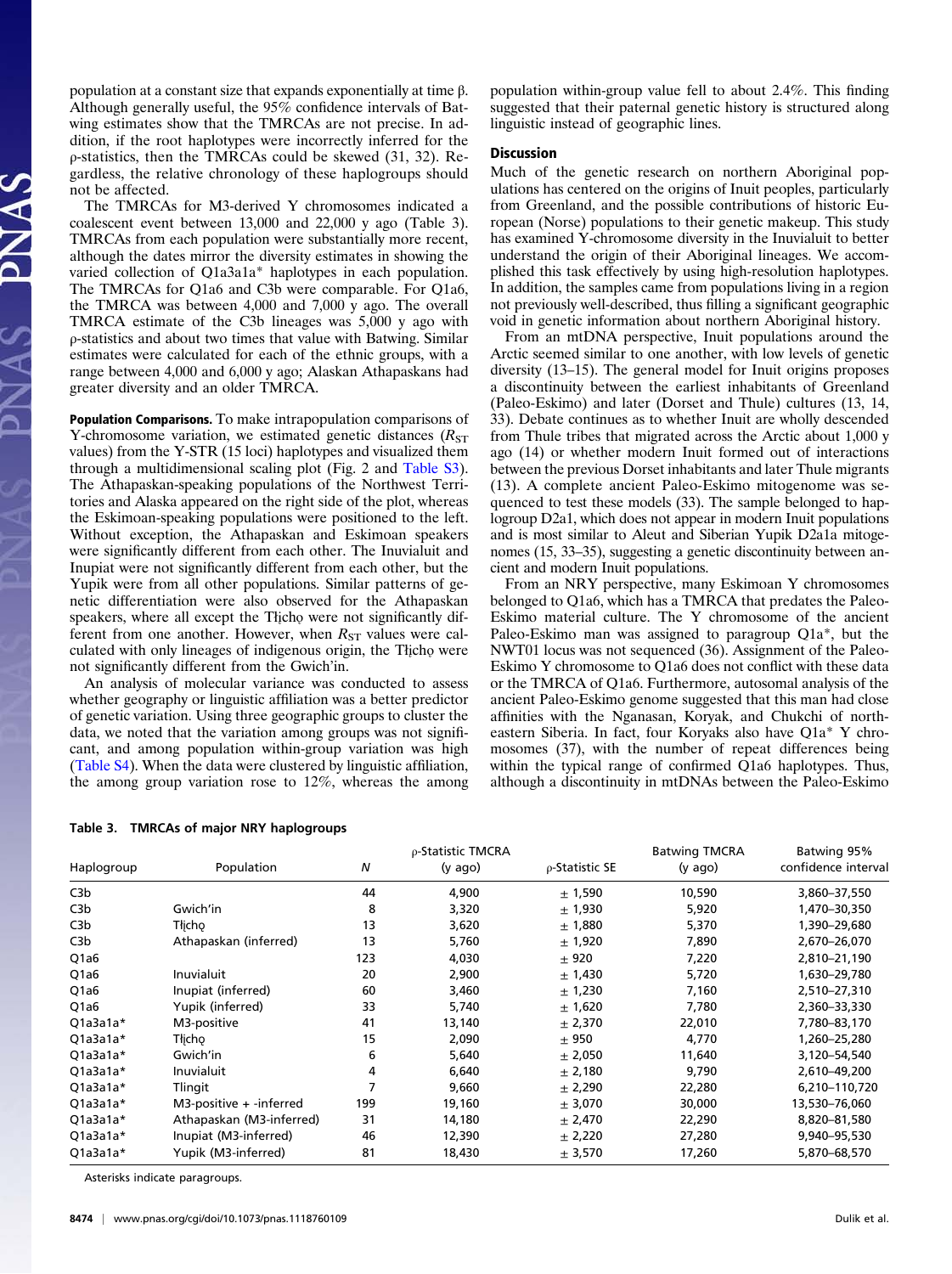population at a constant size that expands exponentially at time β. Although generally useful, the 95% confidence intervals of Batwing estimates show that the TMRCAs are not precise. In addition, if the root haplotypes were incorrectly inferred for the ρ-statistics, then the TMRCAs could be skewed (31, 32). Regardless, the relative chronology of these haplogroups should not be affected.

The TMRCAs for M3-derived Y chromosomes indicated a coalescent event between 13,000 and 22,000 y ago (Table 3). TMRCAs from each population were substantially more recent, although the dates mirror the diversity estimates in showing the varied collection of Q1a3a1a* haplotypes in each population. The TMRCAs for Q1a6 and C3b were comparable. For Q1a6, the TMRCA was between 4,000 and 7,000 y ago. The overall TMRCA estimate of the C3b lineages was 5,000 y ago with ρ-statistics and about two times that value with Batwing. Similar estimates were calculated for each of the ethnic groups, with a range between 4,000 and 6,000 y ago; Alaskan Athapaskans had greater diversity and an older TMRCA.

**Population Comparisons.** To make intrapopulation comparisons of Y-chromosome variation, we estimated genetic distances ($R_{ST}$ values) from the Y-STR (15 loci) haplotypes and visualized them through a multidimensional scaling plot (Fig. 2 and Table S3). The Athapaskan-speaking populations of the Northwest Territories and Alaska appeared on the right side of the plot, whereas the Eskimoan-speaking populations were positioned to the left. Without exception, the Athapaskan and Eskimoan speakers were significantly different from each other. The Inuvialuit and Inupiat were not significantly different from each other, but the Yupik were from all other populations. Similar patterns of genetic differentiation were also observed for the Athapaskan speakers, where all except the Tłı̨chǫ were not significantly different from one another. However, when $R_{ST}$ values were calculated with only lineages of indigenous origin, the Tłı̨chǫ were not significantly different from the Gwich'in.

An analysis of molecular variance was conducted to assess whether geography or linguistic affiliation was a better predictor of genetic variation. Using three geographic groups to cluster the data, we noted that the variation among groups was not significant, and among population within-group variation was high (Table S4). When the data were clustered by linguistic affiliation, the among group variation rose to 12%, whereas the among population within-group value fell to about 2.4%. This finding suggested that their paternal genetic history is structured along linguistic instead of geographic lines.

## Discussion

Much of the genetic research on northern Aboriginal populations has centered on the origins of Inuit peoples, particularly from Greenland, and the possible contributions of historic European (Norse) populations to their genetic makeup. This study has examined Y-chromosome diversity in the Inuvialuit to better understand the origin of their Aboriginal lineages. We accomplished this task effectively by using high-resolution haplotypes. In addition, the samples came from populations living in a region not previously well-described, thus filling a significant geographic void in genetic information about northern Aboriginal history.

From an mtDNA perspective, Inuit populations around the Arctic seemed similar to one another, with low levels of genetic diversity (13–15). The general model for Inuit origins proposes a discontinuity between the earliest inhabitants of Greenland (Paleo-Eskimo) and later (Dorset and Thule) cultures (13, 14, 33). Debate continues as to whether Inuit are wholly descended from Thule tribes that migrated across the Arctic about 1,000 y ago (14) or whether modern Inuit formed out of interactions between the previous Dorset inhabitants and later Thule migrants (13). A complete ancient Paleo-Eskimo mitogenome was sequenced to test these models (33). The sample belonged to haplogroup D2a1, which does not appear in modern Inuit populations and is most similar to Aleut and Siberian Yupik D2a1a mitogenomes (15, 33–35), suggesting a genetic discontinuity between ancient and modern Inuit populations.

From an NRY perspective, many Eskimoan Y chromosomes belonged to Q1a6, which has a TMRCA that predates the Paleo-Eskimo material culture. The Y chromosome of the ancient Paleo-Eskimo man was assigned to paragroup Q1a*, but the NWT01 locus was not sequenced (36). Assignment of the Paleo-Eskimo Y chromosome to Q1a6 does not conflict with these data or the TMRCA of Q1a6. Furthermore, autosomal analysis of the ancient Paleo-Eskimo genome suggested that this man had close affinities with the Nganasan, Koryak, and Chukchi of northeastern Siberia. In fact, four Koryaks also have Q1a* Y chromosomes (37), with the number of repeat differences being within the typical range of confirmed Q1a6 haplotypes. Thus, although a discontinuity in mtDNAs between the Paleo-Eskimo

**Table 3. TMRCAs of major NRY haplogroups**

| Haplogroup | Population | N | ρ-Statistic TMCRA (y ago) | ρ-Statistic SE | Batwing TMCRA (y ago) | Batwing 95% confidence interval |
|---|---|---|---|---|---|---|
| C3b | | 44 | 4,900 | ± 1,590 | 10,590 | 3,860–37,550 |
| C3b | Gwich'in | 8 | 3,320 | ± 1,930 | 5,920 | 1,470–30,350 |
| C3b | Tłı̨chǫ | 13 | 3,620 | ± 1,880 | 5,370 | 1,390–29,680 |
| C3b | Athapaskan (inferred) | 13 | 5,760 | ± 1,920 | 7,890 | 2,670–26,070 |
| Q1a6 | | 123 | 4,030 | ± 920 | 7,220 | 2,810–21,190 |
| Q1a6 | Inuvialuit | 20 | 2,900 | ± 1,430 | 5,720 | 1,630–29,780 |
| Q1a6 | Inupiat (inferred) | 60 | 3,460 | ± 1,230 | 7,160 | 2,510–27,310 |
| Q1a6 | Yupik (inferred) | 33 | 5,740 | ± 1,620 | 7,780 | 2,360–33,330 |
| Q1a3a1a* | M3-positive | 41 | 13,140 | ± 2,370 | 22,010 | 7,780–83,170 |
| Q1a3a1a* | Tłı̨chǫ | 15 | 2,090 | ± 950 | 4,770 | 1,260–25,280 |
| Q1a3a1a* | Gwich'in | 6 | 5,640 | ± 2,050 | 11,640 | 3,120–54,540 |
| Q1a3a1a* | Inuvialuit | 4 | 6,640 | ± 2,180 | 9,790 | 2,610–49,200 |
| Q1a3a1a* | Tlingit | 7 | 9,660 | ± 2,290 | 22,280 | 6,210–110,720 |
| Q1a3a1a* | M3-positive + -inferred | 199 | 19,160 | ± 3,070 | 30,000 | 13,530–76,060 |
| Q1a3a1a* | Athapaskan (M3-inferred) | 31 | 14,180 | ± 2,470 | 22,290 | 8,820–81,580 |
| Q1a3a1a* | Inupiat (M3-inferred) | 46 | 12,390 | ± 2,220 | 27,280 | 9,940–95,530 |
| Q1a3a1a* | Yupik (M3-inferred) | 81 | 18,430 | ± 3,570 | 17,260 | 5,870–68,570 |

Asterisks indicate paragroups.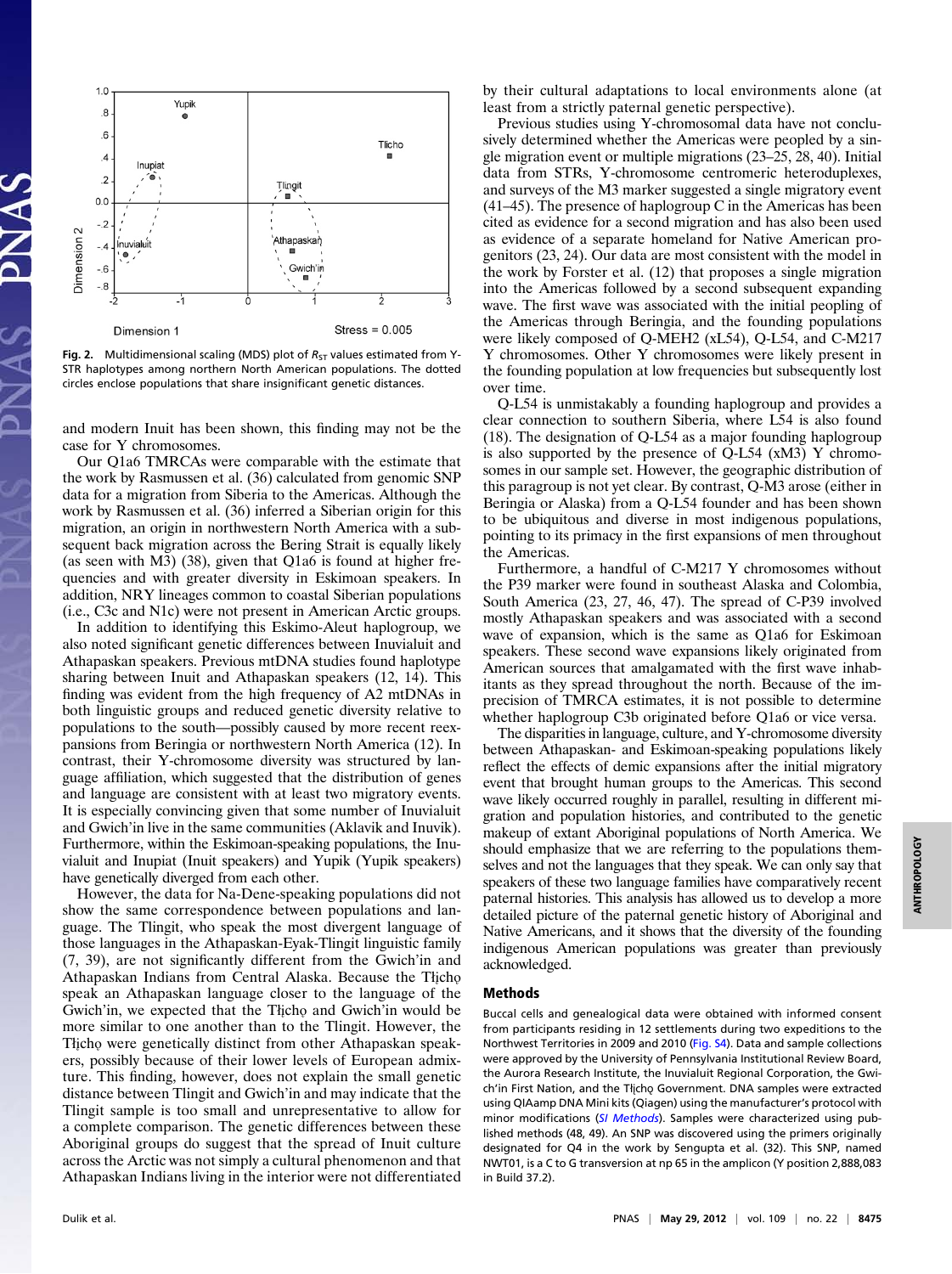Fig. 2. Multidimensional scaling (MDS) plot of $R_{ST}$ values estimated from Y-STR haplotypes among northern North American populations. The dotted circles enclose populations that share insignificant genetic distances.

and modern Inuit has been shown, this finding may not be the case for Y chromosomes.

Our Q1a6 TMRCAs were comparable with the estimate that the work by Rasmussen et al. (36) calculated from genomic SNP data for a migration from Siberia to the Americas. Although the work by Rasmussen et al. (36) inferred a Siberian origin for this migration, an origin in northwestern North America with a subsequent back migration across the Bering Strait is equally likely (as seen with M3) (38), given that Q1a6 is found at higher frequencies and with greater diversity in Eskimoan speakers. In addition, NRY lineages common to coastal Siberian populations (i.e., C3c and N1c) were not present in American Arctic groups.

In addition to identifying this Eskimo-Aleut haplogroup, we also noted significant genetic differences between Inuvialuit and Athapaskan speakers. Previous mtDNA studies found haplotype sharing between Inuit and Athapaskan speakers (12, 14). This finding was evident from the high frequency of A2 mtDNAs in both linguistic groups and reduced genetic diversity relative to populations to the south—possibly caused by more recent reexpansions from Beringia or northwestern North America (12). In contrast, their Y-chromosome diversity was structured by language affiliation, which suggested that the distribution of genes and language are consistent with at least two migratory events. It is especially convincing given that some number of Inuvialuit and Gwich'in live in the same communities (Aklavik and Inuvik). Furthermore, within the Eskimoan-speaking populations, the Inuvialuit and Inupiat (Inuit speakers) and Yupik (Yupik speakers) have genetically diverged from each other.

However, the data for Na-Dene-speaking populations did not show the same correspondence between populations and language. The Tlingit, who speak the most divergent language of those languages in the Athapaskan-Eyak-Tlingit linguistic family (7, 39), are not significantly different from the Gwich'in and Athapaskan Indians from Central Alaska. Because the Tłįchǫ speak an Athapaskan language closer to the language of the Gwich'in, we expected that the Tłįchǫ and Gwich'in would be more similar to one another than to the Tlingit. However, the Tłįchǫ were genetically distinct from other Athapaskan speakers, possibly because of their lower levels of European admixture. This finding, however, does not explain the small genetic distance between Tlingit and Gwich'in and may indicate that the Tlingit sample is too small and unrepresentative to allow for a complete comparison. The genetic differences between these Aboriginal groups do suggest that the spread of Inuit culture across the Arctic was not simply a cultural phenomenon and that Athapaskan Indians living in the interior were not differentiated by their cultural adaptations to local environments alone (at least from a strictly paternal genetic perspective).

Previous studies using Y-chromosomal data have not conclusively determined whether the Americas were peopled by a single migration event or multiple migrations (23–25, 28, 40). Initial data from STRs, Y-chromosome centromeric heteroduplexes, and surveys of the M3 marker suggested a single migratory event (41–45). The presence of haplogroup C in the Americas has been cited as evidence for a second migration and has also been used as evidence of a separate homeland for Native American progenitors (23, 24). Our data are most consistent with the model in the work by Forster et al. (12) that proposes a single migration into the Americas followed by a second subsequent expanding wave. The first wave was associated with the initial peopling of the Americas through Beringia, and the founding populations were likely composed of Q-MEH2 (xL54), Q-L54, and C-M217 Y chromosomes. Other Y chromosomes were likely present in the founding population at low frequencies but subsequently lost over time.

Q-L54 is unmistakably a founding haplogroup and provides a clear connection to southern Siberia, where L54 is also found (18). The designation of Q-L54 as a major founding haplogroup is also supported by the presence of Q-L54 (xM3) Y chromosomes in our sample set. However, the geographic distribution of this paragroup is not yet clear. By contrast, Q-M3 arose (either in Beringia or Alaska) from a Q-L54 founder and has been shown to be ubiquitous and diverse in most indigenous populations, pointing to its primacy in the first expansions of men throughout the Americas.

Furthermore, a handful of C-M217 Y chromosomes without the P39 marker were found in southeast Alaska and Colombia, South America (23, 27, 46, 47). The spread of C-P39 involved mostly Athapaskan speakers and was associated with a second wave of expansion, which is the same as Q1a6 for Eskimoan speakers. These second wave expansions likely originated from American sources that amalgamated with the first wave inhabitants as they spread throughout the north. Because of the imprecision of TMRCA estimates, it is not possible to determine whether haplogroup C3b originated before Q1a6 or vice versa.

The disparities in language, culture, and Y-chromosome diversity between Athapaskan- and Eskimoan-speaking populations likely reflect the effects of demic expansions after the initial migratory event that brought human groups to the Americas. This second wave likely occurred roughly in parallel, resulting in different migration and population histories, and contributed to the genetic makeup of extant Aboriginal populations of North America. We should emphasize that we are referring to the populations themselves and not the languages that they speak. We can only say that speakers of these two language families have comparatively recent paternal histories. This analysis has allowed us to develop a more detailed picture of the paternal genetic history of Aboriginal and Native Americans, and it shows that the diversity of the founding indigenous American populations was greater than previously acknowledged.

## Methods

Buccal cells and genealogical data were obtained with informed consent from participants residing in 12 settlements during two expeditions to the Northwest Territories in 2009 and 2010 (Fig. S4). Data and sample collections were approved by the University of Pennsylvania Institutional Review Board, the Aurora Research Institute, the Inuvialuit Regional Corporation, the Gwich'in First Nation, and the Tłįchǫ Government. DNA samples were extracted using QIAamp DNA Mini kits (Qiagen) using the manufacturer's protocol with minor modifications (*SI Methods*). Samples were characterized using published methods (48, 49). An SNP was discovered using the primers originally designated for Q4 in the work by Sengupta et al. (32). This SNP, named NWT01, is a C to G transversion at np 65 in the amplicon (Y position 2,888,083 in Build 37.2).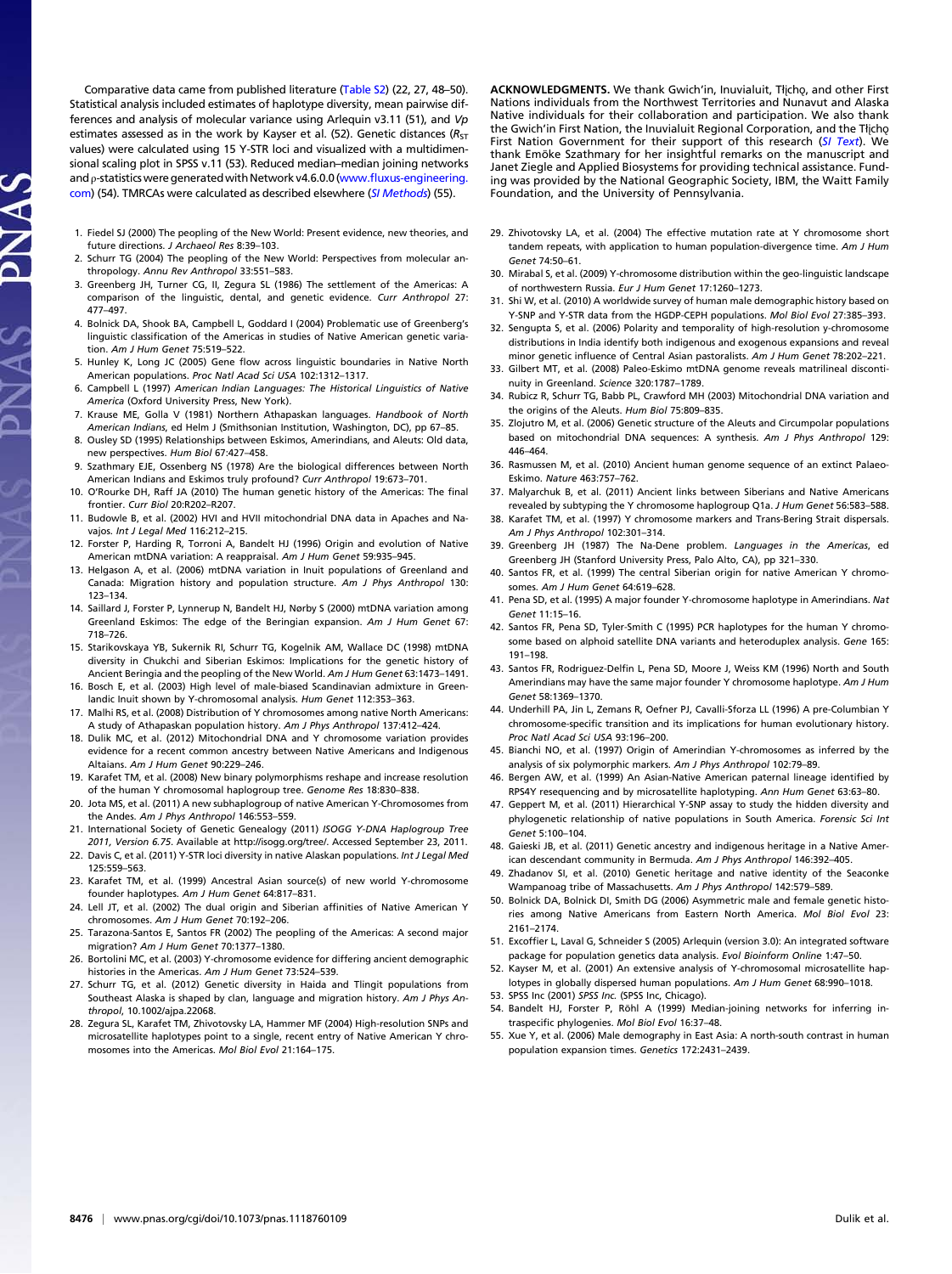Comparative data came from published literature (Table S2) (22, 27, 48–50). Statistical analysis included estimates of haplotype diversity, mean pairwise differences and analysis of molecular variance using Arlequin v3.11 (51), and *Vp* estimates assessed as in the work by Kayser et al. (52). Genetic distances ($R_{ST}$ values) were calculated using 15 Y-STR loci and visualized with a multidimensional scaling plot in SPSS v.11 (53). Reduced median–median joining networks and ρ-statistics were generated with Network v4.6.0.0 (www.fluxus-engineering.com) (54). TMRCAs were calculated as described elsewhere (SI Methods) (55).

**ACKNOWLEDGMENTS.** We thank Gwich'in, Inuvialuit, Tłı̨chǫ, and other First Nations individuals from the Northwest Territories and Nunavut and Alaska Native individuals for their collaboration and participation. We also thank the Gwich'in First Nation, the Inuvialuit Regional Corporation, and the Tłı̨chǫ First Nation Government for their support of this research (SI Text). We thank Emöke Szathmary for her insightful remarks on the manuscript and Janet Ziegle and Applied Biosystems for providing technical assistance. Funding was provided by the National Geographic Society, IBM, the Waitt Family Foundation, and the University of Pennsylvania.

1. Fiedel SJ (2000) The peopling of the New World: Present evidence, new theories, and future directions. *J Archaeol Res* 8:39–103.
2. Schurr TG (2004) The peopling of the New World: Perspectives from molecular anthropology. *Annu Rev Anthropol* 33:551–583.
3. Greenberg JH, Turner CG, II, Zegura SL (1986) The settlement of the Americas: A comparison of the linguistic, dental, and genetic evidence. *Curr Anthropol* 27: 477–497.
4. Bolnick DA, Shook BA, Campbell L, Goddard I (2004) Problematic use of Greenberg's linguistic classification of the Americas in studies of Native American genetic variation. *Am J Hum Genet* 75:519–522.
5. Hunley K, Long JC (2005) Gene flow across linguistic boundaries in Native North American populations. *Proc Natl Acad Sci USA* 102:1312–1317.
6. Campbell L (1997) *American Indian Languages: The Historical Linguistics of Native America* (Oxford University Press, New York).
7. Krause ME, Golla V (1981) Northern Athapaskan languages. *Handbook of North American Indians*, ed Helm J (Smithsonian Institution, Washington, DC), pp 67–85.
8. Ousley SD (1995) Relationships between Eskimos, Amerindians, and Aleuts: Old data, new perspectives. *Hum Biol* 67:427–458.
9. Szathmary EJE, Ossenberg NS (1978) Are the biological differences between North American Indians and Eskimos truly profound? *Curr Anthropol* 19:673–701.
10. O'Rourke DH, Raff JA (2010) The human genetic history of the Americas: The final frontier. *Curr Biol* 20:R202–R207.
11. Budowle B, et al. (2002) HVI and HVII mitochondrial DNA data in Apaches and Navajos. *Int J Legal Med* 116:212–215.
12. Forster P, Harding R, Torroni A, Bandelt HJ (1996) Origin and evolution of Native American mtDNA variation: A reappraisal. *Am J Hum Genet* 59:935–945.
13. Helgason A, et al. (2006) mtDNA variation in Inuit populations of Greenland and Canada: Migration history and population structure. *Am J Phys Anthropol* 130: 123–134.
14. Saillard J, Forster P, Lynnerup N, Bandelt HJ, Nørby S (2000) mtDNA variation among Greenland Eskimos: The edge of the Beringian expansion. *Am J Hum Genet* 67: 718–726.
15. Starikovskaya YB, Sukernik RI, Schurr TG, Kogelnik AM, Wallace DC (1998) mtDNA diversity in Chukchi and Siberian Eskimos: Implications for the genetic history of Ancient Beringia and the peopling of the New World. *Am J Hum Genet* 63:1473–1491.
16. Bosch E, et al. (2003) High level of male-biased Scandinavian admixture in Greenlandic Inuit shown by Y-chromosomal analysis. *Hum Genet* 112:353–363.
17. Malhi RS, et al. (2008) Distribution of Y chromosomes among native North Americans: A study of Athapaskan population history. *Am J Phys Anthropol* 137:412–424.
18. Dulik MC, et al. (2012) Mitochondrial DNA and Y chromosome variation provides evidence for a recent common ancestry between Native Americans and Indigenous Altaians. *Am J Hum Genet* 90:229–246.
19. Karafet TM, et al. (2008) New binary polymorphisms reshape and increase resolution of the human Y chromosomal haplogroup tree. *Genome Res* 18:830–838.
20. Jota MS, et al. (2011) A new subhaplogroup of native American Y-Chromosomes from the Andes. *Am J Phys Anthropol* 146:553–559.
21. International Society of Genetic Genealogy (2011) *ISOGG Y-DNA Haplogroup Tree 2011, Version 6.75.* Available at http://isogg.org/tree/. Accessed September 23, 2011.
22. Davis C, et al. (2011) Y-STR loci diversity in native Alaskan populations. *Int J Legal Med* 125:559–563.
23. Karafet TM, et al. (1999) Ancestral Asian source(s) of new world Y-chromosome founder haplotypes. *Am J Hum Genet* 64:817–831.
24. Lell JT, et al. (2002) The dual origin and Siberian affinities of Native American Y chromosomes. *Am J Hum Genet* 70:192–206.
25. Tarazona-Santos E, Santos FR (2002) The peopling of the Americas: A second major migration? *Am J Hum Genet* 70:1377–1380.
26. Bortolini MC, et al. (2003) Y-chromosome evidence for differing ancient demographic histories in the Americas. *Am J Hum Genet* 73:524–539.
27. Schurr TG, et al. (2012) Genetic diversity in Haida and Tlingit populations from Southeast Alaska is shaped by clan, language and migration history. *Am J Phys Anthropol*, 10.1002/ajpa.22068.
28. Zegura SL, Karafet TM, Zhivotovsky LA, Hammer MF (2004) High-resolution SNPs and microsatellite haplotypes point to a single, recent entry of Native American Y chromosomes into the Americas. *Mol Biol Evol* 21:164–175.
29. Zhivotovsky LA, et al. (2004) The effective mutation rate at Y chromosome short tandem repeats, with application to human population-divergence time. *Am J Hum Genet* 74:50–61.
30. Mirabal S, et al. (2009) Y-chromosome distribution within the geo-linguistic landscape of northwestern Russia. *Eur J Hum Genet* 17:1260–1273.
31. Shi W, et al. (2010) A worldwide survey of human male demographic history based on Y-SNP and Y-STR data from the HGDP-CEPH populations. *Mol Biol Evol* 27:385–393.
32. Sengupta S, et al. (2006) Polarity and temporality of high-resolution y-chromosome distributions in India identify both indigenous and exogenous expansions and reveal minor genetic influence of Central Asian pastoralists. *Am J Hum Genet* 78:202–221.
33. Gilbert MT, et al. (2008) Paleo-Eskimo mtDNA genome reveals matrilineal discontinuity in Greenland. *Science* 320:1787–1789.
34. Rubicz R, Schurr TG, Babb PL, Crawford MH (2003) Mitochondrial DNA variation and the origins of the Aleuts. *Hum Biol* 75:809–835.
35. Zlojutro M, et al. (2006) Genetic structure of the Aleuts and Circumpolar populations based on mitochondrial DNA sequences: A synthesis. *Am J Phys Anthropol* 129: 446–464.
36. Rasmussen M, et al. (2010) Ancient human genome sequence of an extinct Palaeo-Eskimo. *Nature* 463:757–762.
37. Malyarchuk B, et al. (2011) Ancient links between Siberians and Native Americans revealed by subtyping the Y chromosome haplogroup Q1a. *J Hum Genet* 56:583–588.
38. Karafet TM, et al. (1997) Y chromosome markers and Trans-Bering Strait dispersals. *Am J Phys Anthropol* 102:301–314.
39. Greenberg JH (1987) The Na-Dene problem. *Languages in the Americas*, ed Greenberg JH (Stanford University Press, Palo Alto, CA), pp 321–330.
40. Santos FR, et al. (1999) The central Siberian origin for native American Y chromosomes. *Am J Hum Genet* 64:619–628.
41. Pena SD, et al. (1995) A major founder Y-chromosome haplotype in Amerindians. *Nat Genet* 11:15–16.
42. Santos FR, Pena SD, Tyler-Smith C (1995) PCR haplotypes for the human Y chromosome based on alphoid satellite DNA variants and heteroduplex analysis. *Gene* 165: 191–198.
43. Santos FR, Rodriguez-Delfin L, Pena SD, Moore J, Weiss KM (1996) North and South Amerindians may have the same major founder Y chromosome haplotype. *Am J Hum Genet* 58:1369–1370.
44. Underhill PA, Jin L, Zemans R, Oefner PJ, Cavalli-Sforza LL (1996) A pre-Columbian Y chromosome-specific transition and its implications for human evolutionary history. *Proc Natl Acad Sci USA* 93:196–200.
45. Bianchi NO, et al. (1997) Origin of Amerindian Y-chromosomes as inferred by the analysis of six polymorphic markers. *Am J Phys Anthropol* 102:79–89.
46. Bergen AW, et al. (1999) An Asian-Native American paternal lineage identified by RPS4Y resequencing and by microsatellite haplotyping. *Ann Hum Genet* 63:63–80.
47. Geppert M, et al. (2011) Hierarchical Y-SNP assay to study the hidden diversity and phylogenetic relationship of native populations in South America. *Forensic Sci Int Genet* 5:100–104.
48. Gaieski JB, et al. (2011) Genetic ancestry and indigenous heritage in a Native American descendant community in Bermuda. *Am J Phys Anthropol* 146:392–405.
49. Zhadanov SI, et al. (2010) Genetic heritage and native identity of the Seaconke Wampanoag tribe of Massachusetts. *Am J Phys Anthropol* 142:579–589.
50. Bolnick DA, Bolnick DI, Smith DG (2006) Asymmetric male and female genetic histories among Native Americans from Eastern North America. *Mol Biol Evol* 23: 2161–2174.
51. Excoffier L, Laval G, Schneider S (2005) Arlequin (version 3.0): An integrated software package for population genetics data analysis. *Evol Bioinform Online* 1:47–50.
52. Kayser M, et al. (2001) An extensive analysis of Y-chromosomal microsatellite haplotypes in globally dispersed human populations. *Am J Hum Genet* 68:990–1018.
53. SPSS Inc (2001) *SPSS Inc.* (SPSS Inc, Chicago).
54. Bandelt HJ, Forster P, Röhl A (1999) Median-joining networks for inferring intraspecific phylogenies. *Mol Biol Evol* 16:37–48.
55. Xue Y, et al. (2006) Male demography in East Asia: A north-south contrast in human population expansion times. *Genetics* 172:2431–2439.